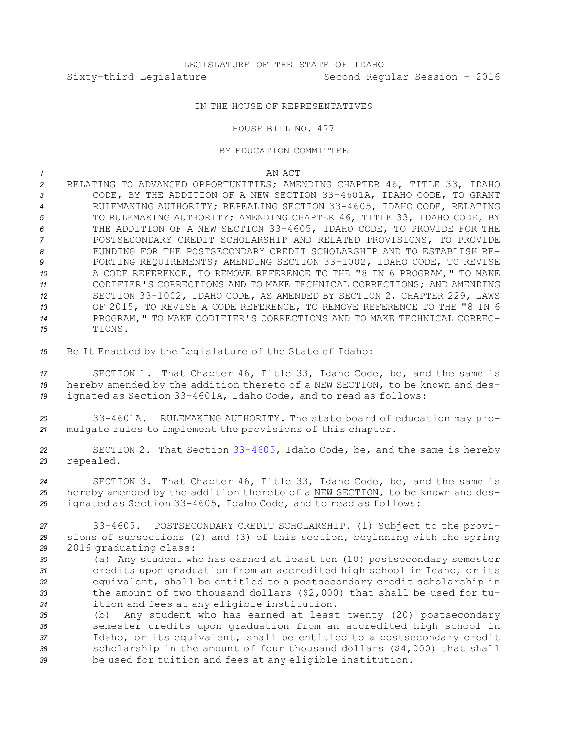LEGISLATURE OF THE STATE OF IDAHO

Sixty-third Legislature Second Regular Session - 2016

IN THE HOUSE OF REPRESENTATIVES

HOUSE BILL NO. 477

BY EDUCATION COMMITTEE

AN ACT

RELATING TO ADVANCED OPPORTUNITIES; AMENDING CHAPTER 46, TITLE 33, IDAHO CODE, BY THE ADDITION OF A NEW SECTION 33-4601A, IDAHO CODE, TO GRANT RULEMAKING AUTHORITY; REPEALING SECTION 33-4605, IDAHO CODE, RELATING TO RULEMAKING AUTHORITY; AMENDING CHAPTER 46, TITLE 33, IDAHO CODE, BY THE ADDITION OF A NEW SECTION 33-4605, IDAHO CODE, TO PROVIDE FOR THE POSTSECONDARY CREDIT SCHOLARSHIP AND RELATED PROVISIONS, TO PROVIDE FUNDING FOR THE POSTSECONDARY CREDIT SCHOLARSHIP AND TO ESTABLISH REPORTING REQUIREMENTS; AMENDING SECTION 33-1002, IDAHO CODE, TO REVISE A CODE REFERENCE, TO REMOVE REFERENCE TO THE "8 IN 6 PROGRAM," TO MAKE CODIFIER'S CORRECTIONS AND TO MAKE TECHNICAL CORRECTIONS; AND AMENDING SECTION 33-1002, IDAHO CODE, AS AMENDED BY SECTION 2, CHAPTER 229, LAWS OF 2015, TO REVISE A CODE REFERENCE, TO REMOVE REFERENCE TO THE "8 IN 6 PROGRAM," TO MAKE CODIFIER'S CORRECTIONS AND TO MAKE TECHNICAL CORRECTIONS.

Be It Enacted by the Legislature of the State of Idaho:

SECTION 1. That Chapter 46, Title 33, Idaho Code, be, and the same is hereby amended by the addition thereto of a NEW SECTION, to be known and designated as Section 33-4601A, Idaho Code, and to read as follows:

33-4601A. RULEMAKING AUTHORITY. The state board of education may promulgate rules to implement the provisions of this chapter.

SECTION 2. That Section 33-4605, Idaho Code, be, and the same is hereby repealed.

SECTION 3. That Chapter 46, Title 33, Idaho Code, be, and the same is hereby amended by the addition thereto of a NEW SECTION, to be known and designated as Section 33-4605, Idaho Code, and to read as follows:

33-4605. POSTSECONDARY CREDIT SCHOLARSHIP. (1) Subject to the provisions of subsections (2) and (3) of this section, beginning with the spring 2016 graduating class:

(a) Any student who has earned at least ten (10) postsecondary semester credits upon graduation from an accredited high school in Idaho, or its equivalent, shall be entitled to a postsecondary credit scholarship in the amount of two thousand dollars ($2,000) that shall be used for tuition and fees at any eligible institution.

(b) Any student who has earned at least twenty (20) postsecondary semester credits upon graduation from an accredited high school in Idaho, or its equivalent, shall be entitled to a postsecondary credit scholarship in the amount of four thousand dollars ($4,000) that shall be used for tuition and fees at any eligible institution.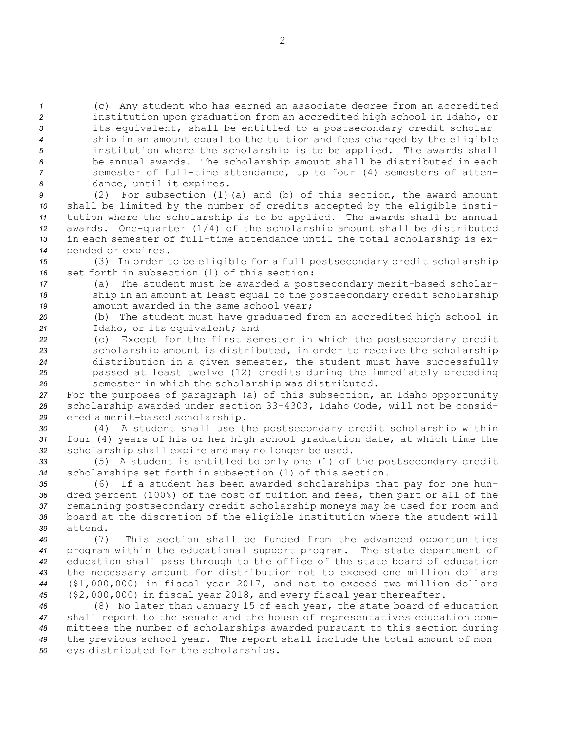(c) Any student who has earned an associate degree from an accredited institution upon graduation from an accredited high school in Idaho, or its equivalent, shall be entitled to a postsecondary credit scholarship in an amount equal to the tuition and fees charged by the eligible institution where the scholarship is to be applied. The awards shall be annual awards. The scholarship amount shall be distributed in each semester of full-time attendance, up to four (4) semesters of attendance, until it expires.

(2) For subsection (1)(a) and (b) of this section, the award amount shall be limited by the number of credits accepted by the eligible institution where the scholarship is to be applied. The awards shall be annual awards. One-quarter (1/4) of the scholarship amount shall be distributed in each semester of full-time attendance until the total scholarship is expended or expires.

(3) In order to be eligible for a full postsecondary credit scholarship set forth in subsection (1) of this section:

(a) The student must be awarded a postsecondary merit-based scholarship in an amount at least equal to the postsecondary credit scholarship amount awarded in the same school year;

(b) The student must have graduated from an accredited high school in Idaho, or its equivalent; and

(c) Except for the first semester in which the postsecondary credit scholarship amount is distributed, in order to receive the scholarship distribution in a given semester, the student must have successfully passed at least twelve (12) credits during the immediately preceding semester in which the scholarship was distributed.

For the purposes of paragraph (a) of this subsection, an Idaho opportunity scholarship awarded under section 33-4303, Idaho Code, will not be considered a merit-based scholarship.

(4) A student shall use the postsecondary credit scholarship within four (4) years of his or her high school graduation date, at which time the scholarship shall expire and may no longer be used.

(5) A student is entitled to only one (1) of the postsecondary credit scholarships set forth in subsection (1) of this section.

(6) If a student has been awarded scholarships that pay for one hundred percent (100%) of the cost of tuition and fees, then part or all of the remaining postsecondary credit scholarship moneys may be used for room and board at the discretion of the eligible institution where the student will attend.

(7) This section shall be funded from the advanced opportunities program within the educational support program. The state department of education shall pass through to the office of the state board of education the necessary amount for distribution not to exceed one million dollars ($1,000,000) in fiscal year 2017, and not to exceed two million dollars ($2,000,000) in fiscal year 2018, and every fiscal year thereafter.

(8) No later than January 15 of each year, the state board of education shall report to the senate and the house of representatives education committees the number of scholarships awarded pursuant to this section during the previous school year. The report shall include the total amount of moneys distributed for the scholarships.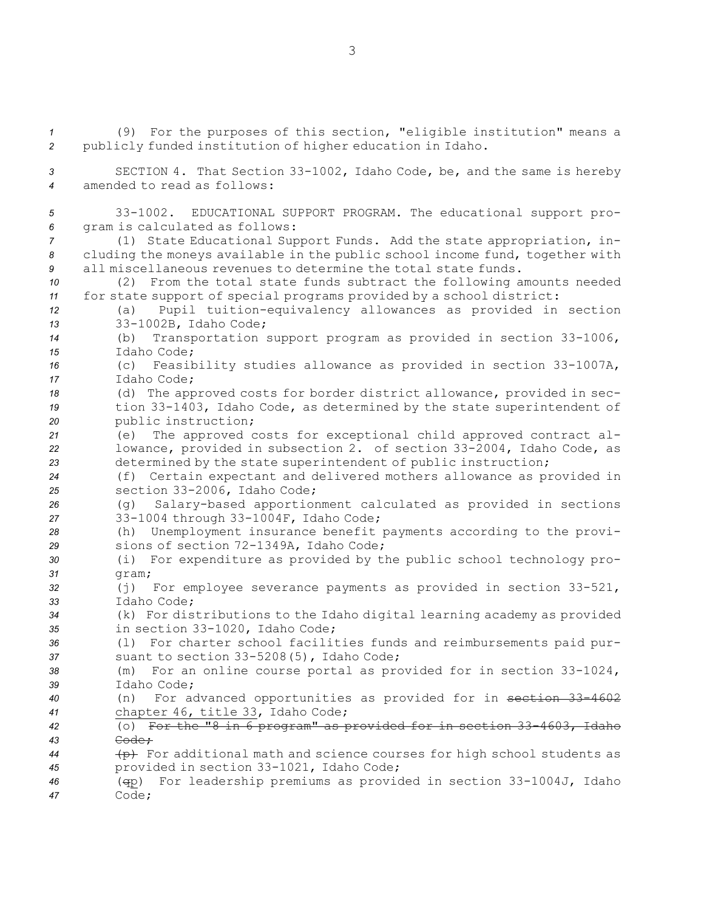(9) For the purposes of this section, "eligible institution" means a publicly funded institution of higher education in Idaho.

SECTION 4. That Section 33-1002, Idaho Code, be, and the same is hereby amended to read as follows:

33-1002. EDUCATIONAL SUPPORT PROGRAM. The educational support program is calculated as follows:

(1) State Educational Support Funds. Add the state appropriation, including the moneys available in the public school income fund, together with all miscellaneous revenues to determine the total state funds.

(2) From the total state funds subtract the following amounts needed for state support of special programs provided by a school district:

(a) Pupil tuition-equivalency allowances as provided in section 33-1002B, Idaho Code;

(b) Transportation support program as provided in section 33-1006, Idaho Code;

(c) Feasibility studies allowance as provided in section 33-1007A, Idaho Code;

(d) The approved costs for border district allowance, provided in section 33-1403, Idaho Code, as determined by the state superintendent of public instruction;

(e) The approved costs for exceptional child approved contract allowance, provided in subsection 2. of section 33-2004, Idaho Code, as determined by the state superintendent of public instruction;

(f) Certain expectant and delivered mothers allowance as provided in section 33-2006, Idaho Code;

(g) Salary-based apportionment calculated as provided in sections 33-1004 through 33-1004F, Idaho Code;

(h) Unemployment insurance benefit payments according to the provisions of section 72-1349A, Idaho Code;

(i) For expenditure as provided by the public school technology program;

(j) For employee severance payments as provided in section 33-521, Idaho Code;

(k) For distributions to the Idaho digital learning academy as provided in section 33-1020, Idaho Code;

(l) For charter school facilities funds and reimbursements paid pursuant to section 33-5208(5), Idaho Code;

(m) For an online course portal as provided for in section 33-1024, Idaho Code;

(n) For advanced opportunities as provided for in ~~section 33-4602~~ chapter 46, title 33, Idaho Code;

(o) ~~For the "8 in 6 program" as provided for in section 33-4603, Idaho Code;~~

~~(p)~~ For additional math and science courses for high school students as provided in section 33-1021, Idaho Code;

(~~q~~p) For leadership premiums as provided in section 33-1004J, Idaho Code;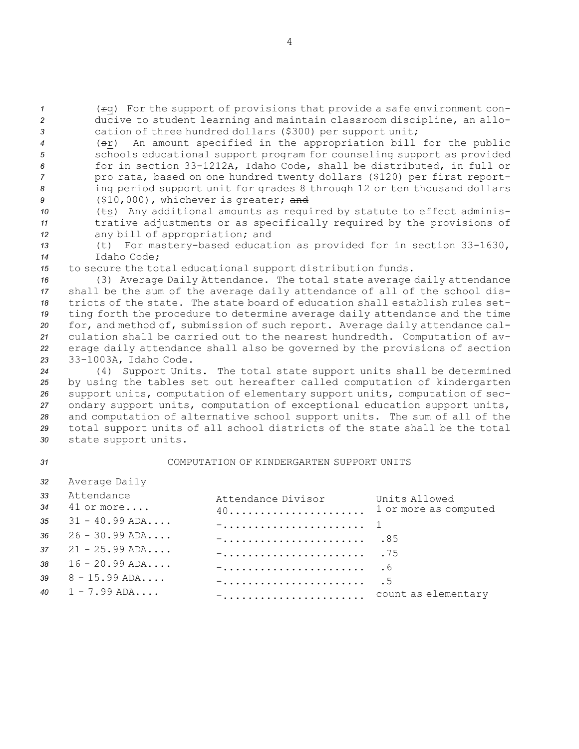(~~r~~q) For the support of provisions that provide a safe environment conducive to student learning and maintain classroom discipline, an allocation of three hundred dollars ($300) per support unit;

(~~s~~r) An amount specified in the appropriation bill for the public schools educational support program for counseling support as provided for in section 33-1212A, Idaho Code, shall be distributed, in full or pro rata, based on one hundred twenty dollars ($120) per first reporting period support unit for grades 8 through 12 or ten thousand dollars ($10,000), whichever is greater; ~~and~~

(~~t~~s) Any additional amounts as required by statute to effect administrative adjustments or as specifically required by the provisions of any bill of appropriation; and

(t) For mastery-based education as provided for in section 33-1630, Idaho Code;

to secure the total educational support distribution funds.

(3) Average Daily Attendance. The total state average daily attendance shall be the sum of the average daily attendance of all of the school districts of the state. The state board of education shall establish rules setting forth the procedure to determine average daily attendance and the time for, and method of, submission of such report. Average daily attendance calculation shall be carried out to the nearest hundredth. Computation of average daily attendance shall also be governed by the provisions of section 33-1003A, Idaho Code.

(4) Support Units. The total state support units shall be determined by using the tables set out hereafter called computation of kindergarten support units, computation of elementary support units, computation of secondary support units, computation of exceptional education support units, and computation of alternative school support units. The sum of all of the total support units of all school districts of the state shall be the total state support units.

COMPUTATION OF KINDERGARTEN SUPPORT UNITS

| Average Daily Attendance | Attendance Divisor | Units Allowed |
|---|---|---|
| 41 or more.... | 40...................... | 1 or more as computed |
| 31 - 40.99 ADA.... | -....................... | 1 |
| 26 - 30.99 ADA.... | -....................... | .85 |
| 21 - 25.99 ADA.... | -....................... | .75 |
| 16 - 20.99 ADA.... | -....................... | .6 |
| 8 - 15.99 ADA.... | -....................... | .5 |
| 1 - 7.99 ADA.... | -....................... | count as elementary |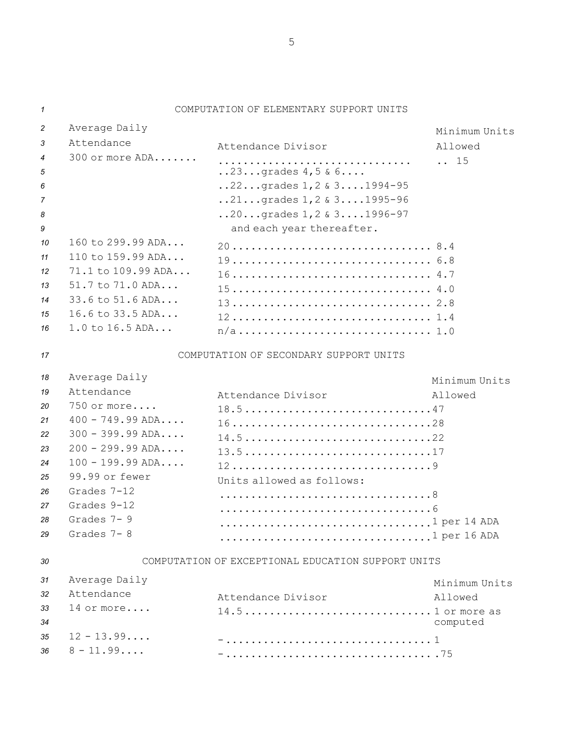## COMPUTATION OF ELEMENTARY SUPPORT UNITS

| Average Daily Attendance | Attendance Divisor | Minimum Units Allowed |
|---|---|---|
| 300 or more ADA | ..23...grades 4,5 & 6.... ..22...grades 1,2 & 3....1994-95 ..21...grades 1,2 & 3....1995-96 ..20...grades 1,2 & 3....1996-97 and each year thereafter. | 15 |
| 160 to 299.99 ADA | 20 | 8.4 |
| 110 to 159.99 ADA | 19 | 6.8 |
| 71.1 to 109.99 ADA | 16 | 4.7 |
| 51.7 to 71.0 ADA | 15 | 4.0 |
| 33.6 to 51.6 ADA | 13 | 2.8 |
| 16.6 to 33.5 ADA | 12 | 1.4 |
| 1.0 to 16.5 ADA | n/a | 1.0 |

## COMPUTATION OF SECONDARY SUPPORT UNITS

| Average Daily Attendance | Attendance Divisor | Minimum Units Allowed |
|---|---|---|
| 750 or more | 18.5 | 47 |
| 400 - 749.99 ADA | 16 | 28 |
| 300 - 399.99 ADA | 14.5 | 22 |
| 200 - 299.99 ADA | 13.5 | 17 |
| 100 - 199.99 ADA | 12 | 9 |
| 99.99 or fewer | Units allowed as follows: | |
| Grades 7-12 | | 8 |
| Grades 9-12 | | 6 |
| Grades 7- 9 | | 1 per 14 ADA |
| Grades 7- 8 | | 1 per 16 ADA |

## COMPUTATION OF EXCEPTIONAL EDUCATION SUPPORT UNITS

| Average Daily Attendance | Attendance Divisor | Minimum Units Allowed |
|---|---|---|
| 14 or more | 14.5 | 1 or more as computed |
| 12 - 13.99 | - | 1 |
| 8 - 11.99 | - | .75 |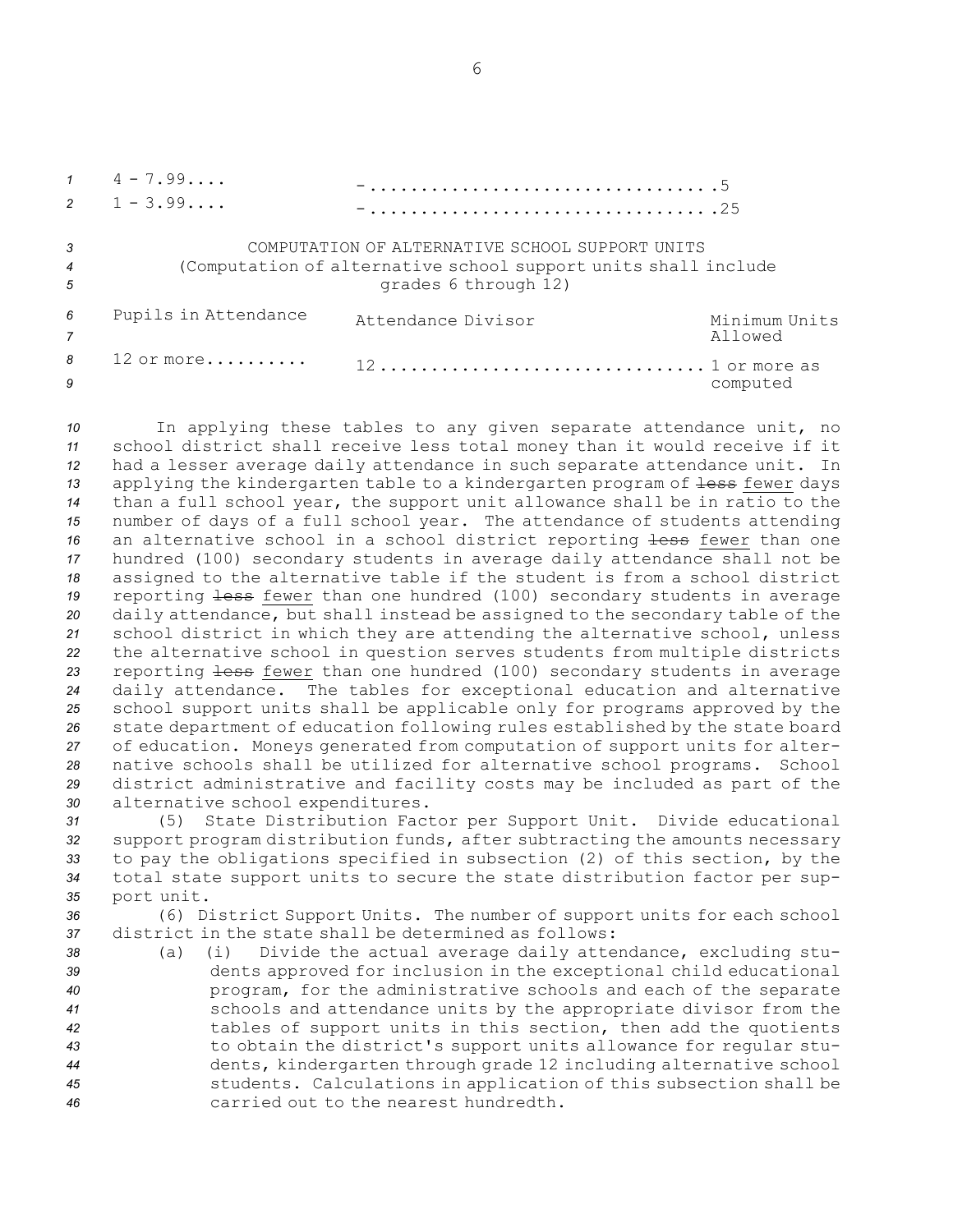| | | |
|---|---|---|
| 4 - 7.99.... | - | .5 |
| 1 - 3.99.... | - | .25 |

COMPUTATION OF ALTERNATIVE SCHOOL SUPPORT UNITS
(Computation of alternative school support units shall include grades 6 through 12)

| Pupils in Attendance | Attendance Divisor | Minimum Units Allowed |
|---|---|---|
| 12 or more.......... | 12 | 1 or more as computed |

In applying these tables to any given separate attendance unit, no school district shall receive less total money than it would receive if it had a lesser average daily attendance in such separate attendance unit. In applying the kindergarten table to a kindergarten program of ~~less~~ fewer days than a full school year, the support unit allowance shall be in ratio to the number of days of a full school year. The attendance of students attending an alternative school in a school district reporting ~~less~~ fewer than one hundred (100) secondary students in average daily attendance shall not be assigned to the alternative table if the student is from a school district reporting ~~less~~ fewer than one hundred (100) secondary students in average daily attendance, but shall instead be assigned to the secondary table of the school district in which they are attending the alternative school, unless the alternative school in question serves students from multiple districts reporting ~~less~~ fewer than one hundred (100) secondary students in average daily attendance. The tables for exceptional education and alternative school support units shall be applicable only for programs approved by the state department of education following rules established by the state board of education. Moneys generated from computation of support units for alternative schools shall be utilized for alternative school programs. School district administrative and facility costs may be included as part of the alternative school expenditures.

(5) State Distribution Factor per Support Unit. Divide educational support program distribution funds, after subtracting the amounts necessary to pay the obligations specified in subsection (2) of this section, by the total state support units to secure the state distribution factor per support unit.

(6) District Support Units. The number of support units for each school district in the state shall be determined as follows:

(a) (i) Divide the actual average daily attendance, excluding students approved for inclusion in the exceptional child educational program, for the administrative schools and each of the separate schools and attendance units by the appropriate divisor from the tables of support units in this section, then add the quotients to obtain the district's support units allowance for regular students, kindergarten through grade 12 including alternative school students. Calculations in application of this subsection shall be carried out to the nearest hundredth.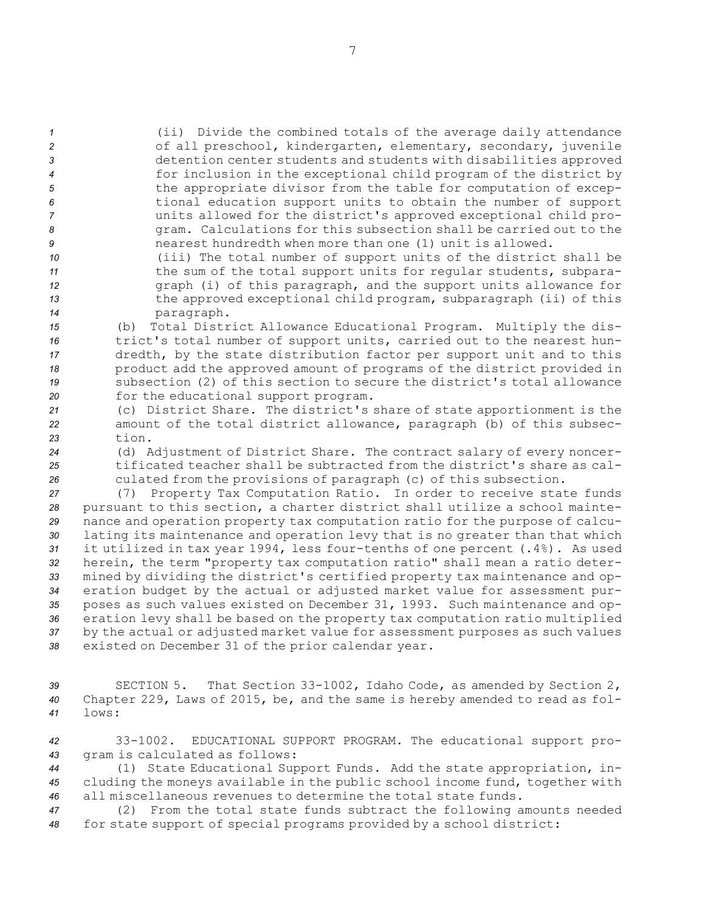(ii) Divide the combined totals of the average daily attendance of all preschool, kindergarten, elementary, secondary, juvenile detention center students and students with disabilities approved for inclusion in the exceptional child program of the district by the appropriate divisor from the table for computation of exceptional education support units to obtain the number of support units allowed for the district's approved exceptional child program. Calculations for this subsection shall be carried out to the nearest hundredth when more than one (1) unit is allowed.

(iii) The total number of support units of the district shall be the sum of the total support units for regular students, subparagraph (i) of this paragraph, and the support units allowance for the approved exceptional child program, subparagraph (ii) of this paragraph.

(b) Total District Allowance Educational Program. Multiply the district's total number of support units, carried out to the nearest hundredth, by the state distribution factor per support unit and to this product add the approved amount of programs of the district provided in subsection (2) of this section to secure the district's total allowance for the educational support program.

(c) District Share. The district's share of state apportionment is the amount of the total district allowance, paragraph (b) of this subsection.

(d) Adjustment of District Share. The contract salary of every noncertificated teacher shall be subtracted from the district's share as calculated from the provisions of paragraph (c) of this subsection.

(7) Property Tax Computation Ratio. In order to receive state funds pursuant to this section, a charter district shall utilize a school maintenance and operation property tax computation ratio for the purpose of calculating its maintenance and operation levy that is no greater than that which it utilized in tax year 1994, less four-tenths of one percent (.4%). As used herein, the term "property tax computation ratio" shall mean a ratio determined by dividing the district's certified property tax maintenance and operation budget by the actual or adjusted market value for assessment purposes as such values existed on December 31, 1993. Such maintenance and operation levy shall be based on the property tax computation ratio multiplied by the actual or adjusted market value for assessment purposes as such values existed on December 31 of the prior calendar year.

SECTION 5. That Section 33-1002, Idaho Code, as amended by Section 2, Chapter 229, Laws of 2015, be, and the same is hereby amended to read as follows:

33-1002. EDUCATIONAL SUPPORT PROGRAM. The educational support program is calculated as follows:

(1) State Educational Support Funds. Add the state appropriation, including the moneys available in the public school income fund, together with all miscellaneous revenues to determine the total state funds.

(2) From the total state funds subtract the following amounts needed for state support of special programs provided by a school district: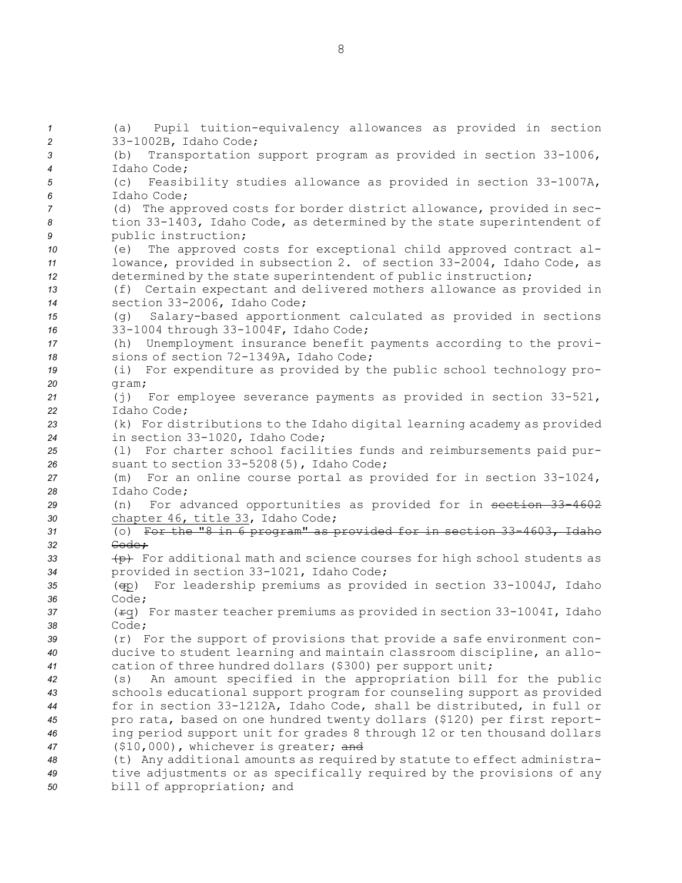(a) Pupil tuition-equivalency allowances as provided in section 33-1002B, Idaho Code;

(b) Transportation support program as provided in section 33-1006, Idaho Code;

(c) Feasibility studies allowance as provided in section 33-1007A, Idaho Code;

(d) The approved costs for border district allowance, provided in section 33-1403, Idaho Code, as determined by the state superintendent of public instruction;

(e) The approved costs for exceptional child approved contract allowance, provided in subsection 2. of section 33-2004, Idaho Code, as determined by the state superintendent of public instruction;

(f) Certain expectant and delivered mothers allowance as provided in section 33-2006, Idaho Code;

(g) Salary-based apportionment calculated as provided in sections 33-1004 through 33-1004F, Idaho Code;

(h) Unemployment insurance benefit payments according to the provisions of section 72-1349A, Idaho Code;

(i) For expenditure as provided by the public school technology program;

(j) For employee severance payments as provided in section 33-521, Idaho Code;

(k) For distributions to the Idaho digital learning academy as provided in section 33-1020, Idaho Code;

(l) For charter school facilities funds and reimbursements paid pursuant to section 33-5208(5), Idaho Code;

(m) For an online course portal as provided for in section 33-1024, Idaho Code;

(n) For advanced opportunities as provided for in ~~section 33-4602~~ chapter 46, title 33, Idaho Code;

(o) ~~For the "8 in 6 program" as provided for in section 33-4603, Idaho Code;~~

~~(p)~~ For additional math and science courses for high school students as provided in section 33-1021, Idaho Code;

(~~q~~p) For leadership premiums as provided in section 33-1004J, Idaho Code;

(~~r~~q) For master teacher premiums as provided in section 33-1004I, Idaho Code;

(r) For the support of provisions that provide a safe environment conducive to student learning and maintain classroom discipline, an allocation of three hundred dollars ($300) per support unit;

(s) An amount specified in the appropriation bill for the public schools educational support program for counseling support as provided for in section 33-1212A, Idaho Code, shall be distributed, in full or pro rata, based on one hundred twenty dollars ($120) per first reporting period support unit for grades 8 through 12 or ten thousand dollars ($10,000), whichever is greater; ~~and~~

(t) Any additional amounts as required by statute to effect administrative adjustments or as specifically required by the provisions of any bill of appropriation; and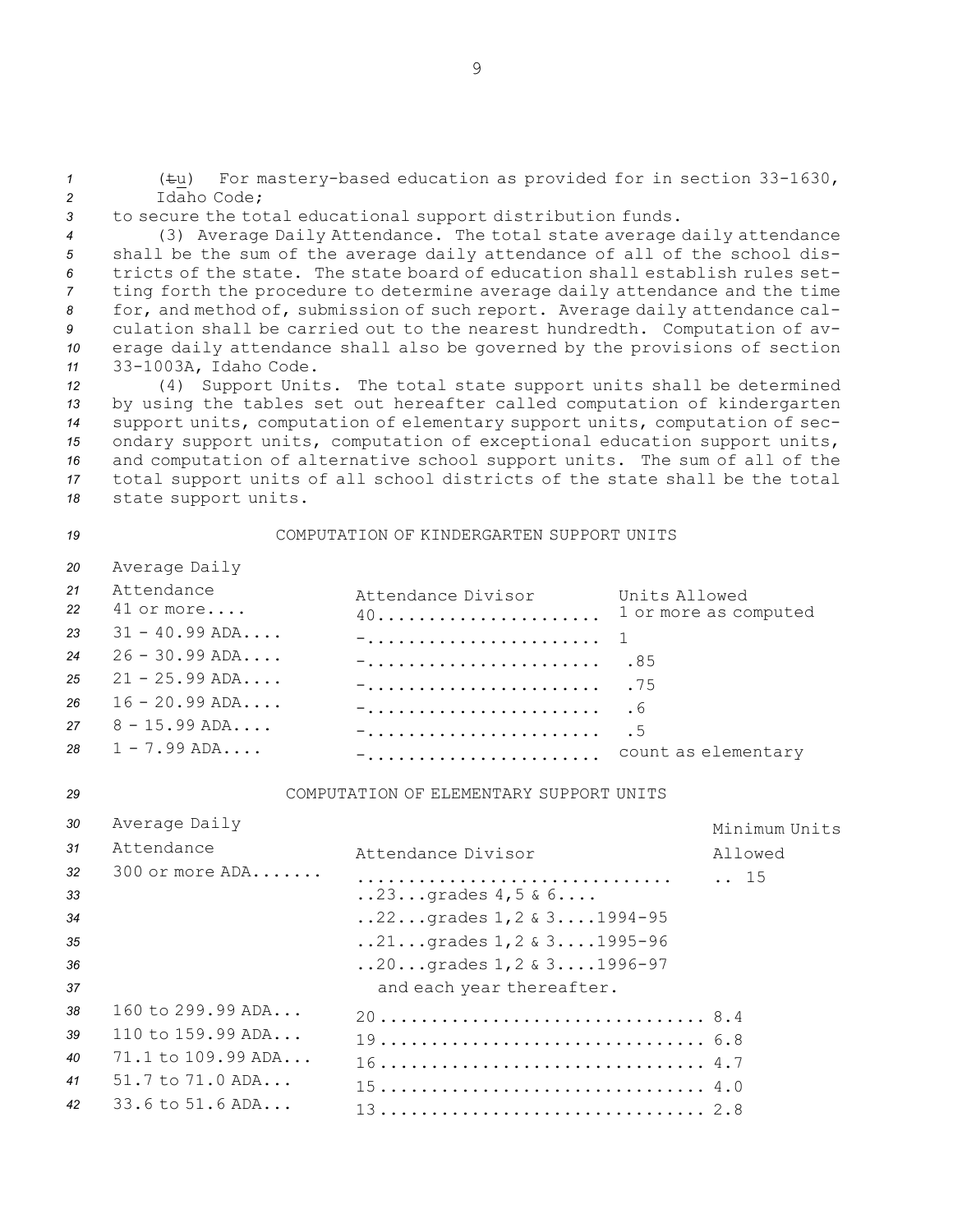(~~t~~u) For mastery-based education as provided for in section 33-1630, Idaho Code;

to secure the total educational support distribution funds.

(3) Average Daily Attendance. The total state average daily attendance shall be the sum of the average daily attendance of all of the school districts of the state. The state board of education shall establish rules setting forth the procedure to determine average daily attendance and the time for, and method of, submission of such report. Average daily attendance calculation shall be carried out to the nearest hundredth. Computation of average daily attendance shall also be governed by the provisions of section 33-1003A, Idaho Code.

(4) Support Units. The total state support units shall be determined by using the tables set out hereafter called computation of kindergarten support units, computation of elementary support units, computation of secondary support units, computation of exceptional education support units, and computation of alternative school support units. The sum of all of the total support units of all school districts of the state shall be the total state support units.

COMPUTATION OF KINDERGARTEN SUPPORT UNITS

| Average Daily Attendance | Attendance Divisor | Units Allowed |
|---|---|---|
| 41 or more.... | 40...................... | 1 or more as computed |
| 31 - 40.99 ADA.... | -....................... | 1 |
| 26 - 30.99 ADA.... | -....................... | .85 |
| 21 - 25.99 ADA.... | -....................... | .75 |
| 16 - 20.99 ADA.... | -....................... | .6 |
| 8 - 15.99 ADA.... | -....................... | .5 |
| 1 - 7.99 ADA.... | -....................... | count as elementary |

COMPUTATION OF ELEMENTARY SUPPORT UNITS

| Average Daily Attendance | Attendance Divisor | Minimum Units Allowed |
|---|---|---|
| 300 or more ADA....... | ..............................<br>..23...grades 4,5 & 6....<br>..22...grades 1,2 & 3....1994-95<br>..21...grades 1,2 & 3....1995-96<br>..20...grades 1,2 & 3....1996-97<br>and each year thereafter. | .. 15 |
| 160 to 299.99 ADA... | 20............................... | 8.4 |
| 110 to 159.99 ADA... | 19............................... | 6.8 |
| 71.1 to 109.99 ADA... | 16............................... | 4.7 |
| 51.7 to 71.0 ADA... | 15............................... | 4.0 |
| 33.6 to 51.6 ADA... | 13............................... | 2.8 |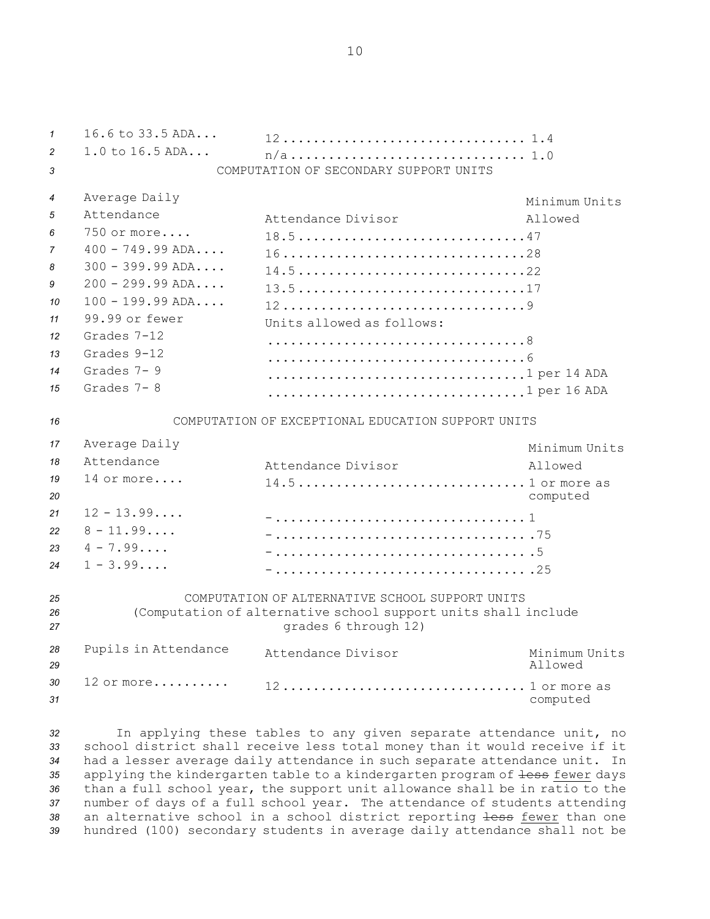| | | |
|---|---|---|
| 16.6 to 33.5 ADA... | 12 | 1.4 |
| 1.0 to 16.5 ADA... | n/a | 1.0 |

COMPUTATION OF SECONDARY SUPPORT UNITS

| Average Daily Attendance | Attendance Divisor | Minimum Units Allowed |
|---|---|---|
| 750 or more.... | 18.5 | 47 |
| 400 - 749.99 ADA.... | 16 | 28 |
| 300 - 399.99 ADA.... | 14.5 | 22 |
| 200 - 299.99 ADA.... | 13.5 | 17 |
| 100 - 199.99 ADA.... | 12 | 9 |
| 99.99 or fewer | Units allowed as follows: | |
| Grades 7-12 | | 8 |
| Grades 9-12 | | 6 |
| Grades 7- 9 | | 1 per 14 ADA |
| Grades 7- 8 | | 1 per 16 ADA |

COMPUTATION OF EXCEPTIONAL EDUCATION SUPPORT UNITS

| Average Daily Attendance | Attendance Divisor | Minimum Units Allowed |
|---|---|---|
| 14 or more.... | 14.5 | 1 or more as computed |
| 12 - 13.99.... | - | 1 |
| 8 - 11.99.... | - | .75 |
| 4 - 7.99.... | - | .5 |
| 1 - 3.99.... | - | .25 |

COMPUTATION OF ALTERNATIVE SCHOOL SUPPORT UNITS
(Computation of alternative school support units shall include grades 6 through 12)

| Pupils in Attendance | Attendance Divisor | Minimum Units Allowed |
|---|---|---|
| 12 or more.......... | 12 | 1 or more as computed |

In applying these tables to any given separate attendance unit, no school district shall receive less total money than it would receive if it had a lesser average daily attendance in such separate attendance unit. In applying the kindergarten table to a kindergarten program of ~~less~~ fewer days than a full school year, the support unit allowance shall be in ratio to the number of days of a full school year. The attendance of students attending an alternative school in a school district reporting ~~less~~ fewer than one hundred (100) secondary students in average daily attendance shall not be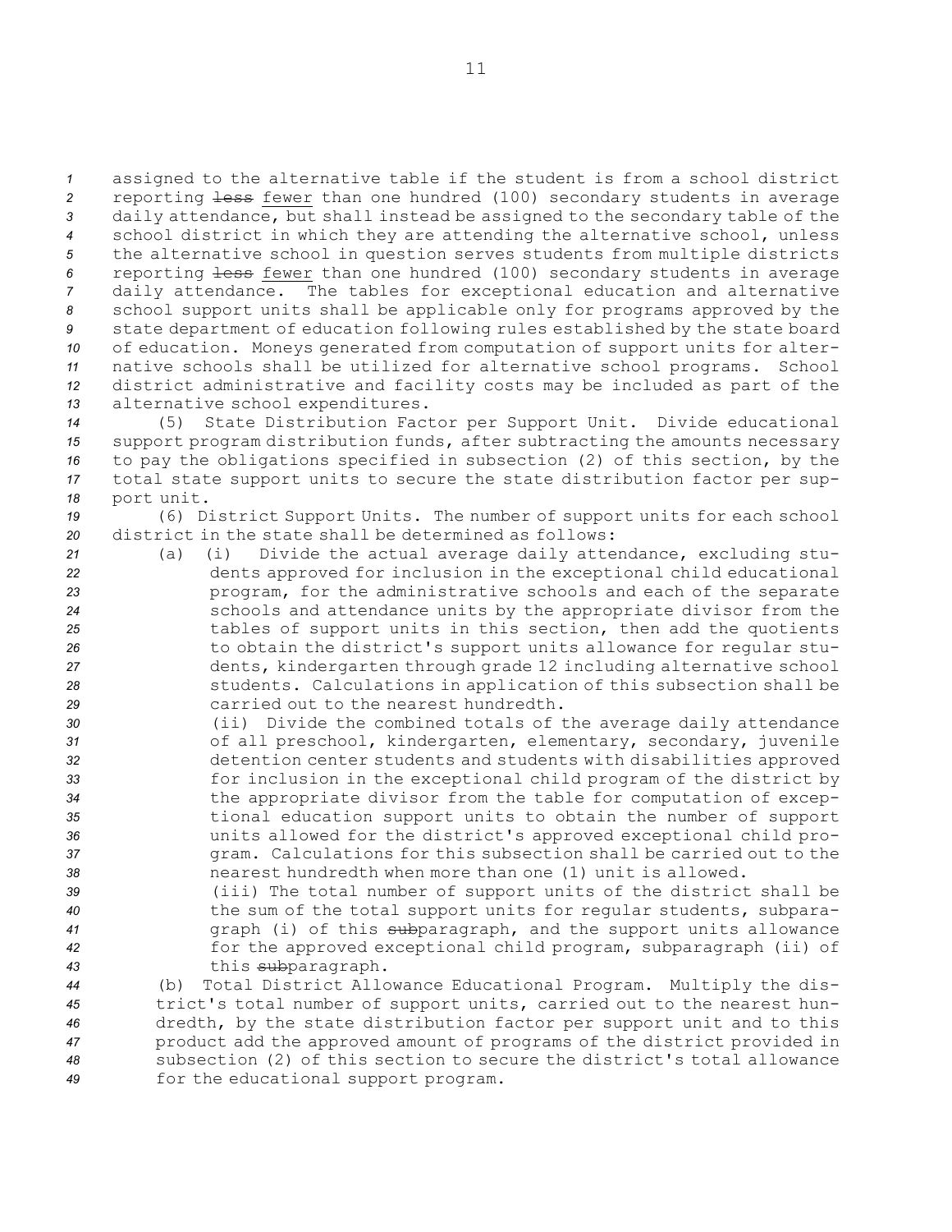assigned to the alternative table if the student is from a school district reporting ~~less~~ fewer than one hundred (100) secondary students in average daily attendance, but shall instead be assigned to the secondary table of the school district in which they are attending the alternative school, unless the alternative school in question serves students from multiple districts reporting ~~less~~ fewer than one hundred (100) secondary students in average daily attendance. The tables for exceptional education and alternative school support units shall be applicable only for programs approved by the state department of education following rules established by the state board of education. Moneys generated from computation of support units for alternative schools shall be utilized for alternative school programs. School district administrative and facility costs may be included as part of the alternative school expenditures.

(5) State Distribution Factor per Support Unit. Divide educational support program distribution funds, after subtracting the amounts necessary to pay the obligations specified in subsection (2) of this section, by the total state support units to secure the state distribution factor per support unit.

(6) District Support Units. The number of support units for each school district in the state shall be determined as follows:

(a) (i) Divide the actual average daily attendance, excluding students approved for inclusion in the exceptional child educational program, for the administrative schools and each of the separate schools and attendance units by the appropriate divisor from the tables of support units in this section, then add the quotients to obtain the district's support units allowance for regular students, kindergarten through grade 12 including alternative school students. Calculations in application of this subsection shall be carried out to the nearest hundredth.

(ii) Divide the combined totals of the average daily attendance of all preschool, kindergarten, elementary, secondary, juvenile detention center students and students with disabilities approved for inclusion in the exceptional child program of the district by the appropriate divisor from the table for computation of exceptional education support units to obtain the number of support units allowed for the district's approved exceptional child program. Calculations for this subsection shall be carried out to the nearest hundredth when more than one (1) unit is allowed.

(iii) The total number of support units of the district shall be the sum of the total support units for regular students, subparagraph (i) of this ~~sub~~paragraph, and the support units allowance for the approved exceptional child program, subparagraph (ii) of this ~~sub~~paragraph.

(b) Total District Allowance Educational Program. Multiply the district's total number of support units, carried out to the nearest hundredth, by the state distribution factor per support unit and to this product add the approved amount of programs of the district provided in subsection (2) of this section to secure the district's total allowance for the educational support program.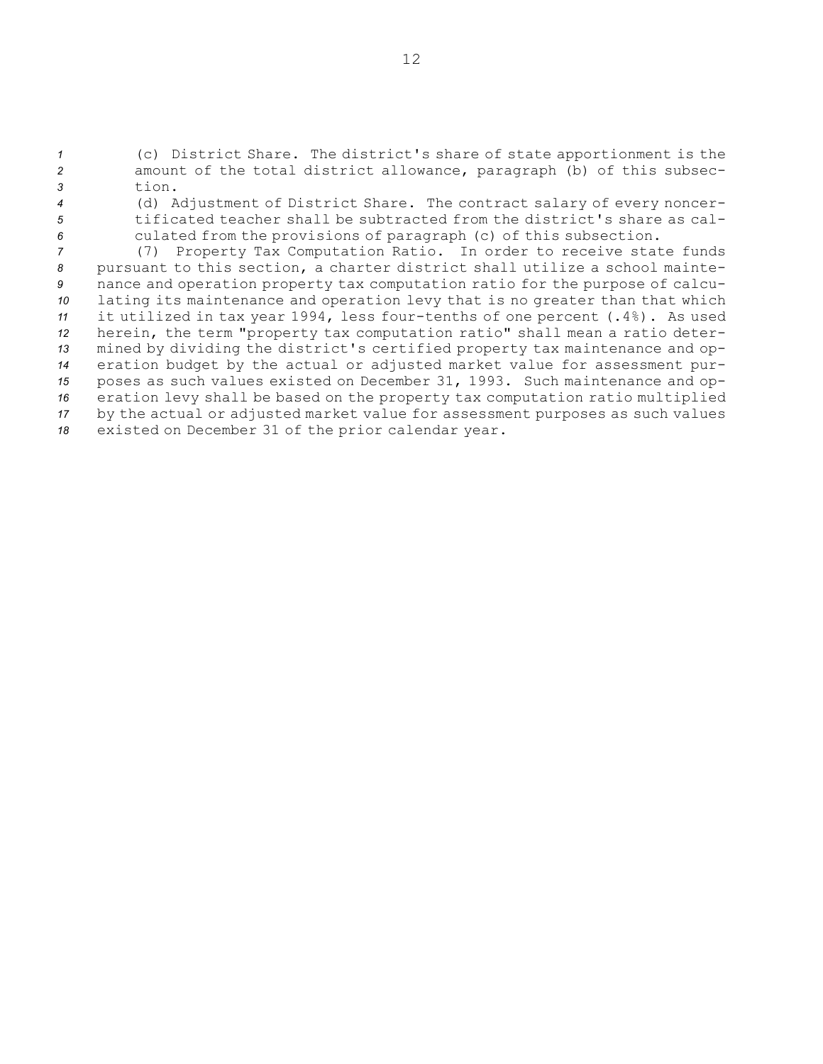(c) District Share. The district's share of state apportionment is the amount of the total district allowance, paragraph (b) of this subsection.

(d) Adjustment of District Share. The contract salary of every noncertificated teacher shall be subtracted from the district's share as calculated from the provisions of paragraph (c) of this subsection.

(7) Property Tax Computation Ratio. In order to receive state funds pursuant to this section, a charter district shall utilize a school maintenance and operation property tax computation ratio for the purpose of calculating its maintenance and operation levy that is no greater than that which it utilized in tax year 1994, less four-tenths of one percent (.4%). As used herein, the term "property tax computation ratio" shall mean a ratio determined by dividing the district's certified property tax maintenance and operation budget by the actual or adjusted market value for assessment purposes as such values existed on December 31, 1993. Such maintenance and operation levy shall be based on the property tax computation ratio multiplied by the actual or adjusted market value for assessment purposes as such values existed on December 31 of the prior calendar year.